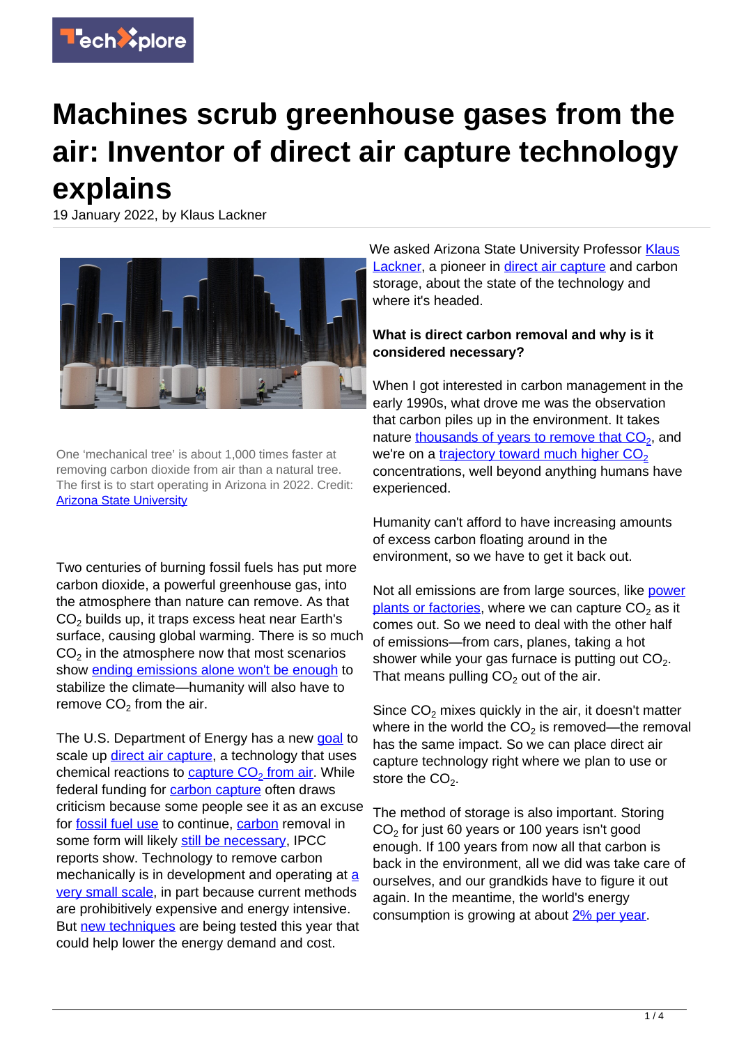# Machines scrub greenhouse gases from the air: Inventor of direct air capture technology explains

19 January 2022, by Klaus Lackner

One 'mechanical tree' is about 1,000 times faster at removing carbon dioxide from air than a natural tree. The first is to start operating in Arizona in 2022. Credit: Arizona State University

Two centuries of burning fossil fuels has put more carbon dioxide, a powerful greenhouse gas, into the atmosphere than nature can remove. As that $CO_2$ builds up, it traps excess heat near Earth's surface, causing global warming. There is so much $CO_2$ in the atmosphere now that most scenarios show ending emissions alone won't be enough to stabilize the climate—humanity will also have to remove $CO_2$ from the air.

The U.S. Department of Energy has a new goal to scale up direct air capture, a technology that uses chemical reactions to capture $CO_2$ from air. While federal funding for carbon capture often draws criticism because some people see it as an excuse for fossil fuel use to continue, carbon removal in some form will likely still be necessary, IPCC reports show. Technology to remove carbon mechanically is in development and operating at a very small scale, in part because current methods are prohibitively expensive and energy intensive. But new techniques are being tested this year that could help lower the energy demand and cost.

We asked Arizona State University Professor Klaus Lackner, a pioneer in direct air capture and carbon storage, about the state of the technology and where it's headed.

**What is direct carbon removal and why is it considered necessary?**

When I got interested in carbon management in the early 1990s, what drove me was the observation that carbon piles up in the environment. It takes nature thousands of years to remove that $CO_2$, and we're on a trajectory toward much higher $CO_2$ concentrations, well beyond anything humans have experienced.

Humanity can't afford to have increasing amounts of excess carbon floating around in the environment, so we have to get it back out.

Not all emissions are from large sources, like power plants or factories, where we can capture $CO_2$ as it comes out. So we need to deal with the other half of emissions—from cars, planes, taking a hot shower while your gas furnace is putting out $CO_2$. That means pulling $CO_2$ out of the air.

Since $CO_2$ mixes quickly in the air, it doesn't matter where in the world the $CO_2$ is removed—the removal has the same impact. So we can place direct air capture technology right where we plan to use or store the $CO_2$.

The method of storage is also important. Storing $CO_2$ for just 60 years or 100 years isn't good enough. If 100 years from now all that carbon is back in the environment, all we did was take care of ourselves, and our grandkids have to figure it out again. In the meantime, the world's energy consumption is growing at about 2% per year.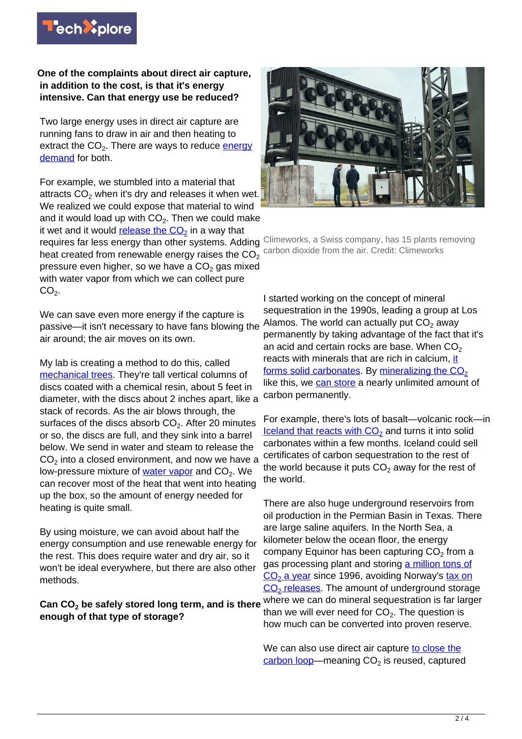**One of the complaints about direct air capture, in addition to the cost, is that it's energy intensive. Can that energy use be reduced?**

Two large energy uses in direct air capture are running fans to draw in air and then heating to extract the $CO_2$. There are ways to reduce energy demand for both.

For example, we stumbled into a material that attracts $CO_2$ when it's dry and releases it when wet. We realized we could expose that material to wind and it would load up with $CO_2$. Then we could make it wet and it would release the $CO_2$ in a way that requires far less energy than other systems. Adding heat created from renewable energy raises the $CO_2$ pressure even higher, so we have a $CO_2$ gas mixed with water vapor from which we can collect pure $CO_2$.

We can save even more energy if the capture is passive—it isn't necessary to have fans blowing the air around; the air moves on its own.

My lab is creating a method to do this, called mechanical trees. They're tall vertical columns of discs coated with a chemical resin, about 5 feet in diameter, with the discs about 2 inches apart, like a stack of records. As the air blows through, the surfaces of the discs absorb $CO_2$. After 20 minutes or so, the discs are full, and they sink into a barrel below. We send in water and steam to release the $CO_2$ into a closed environment, and now we have a low-pressure mixture of water vapor and $CO_2$. We can recover most of the heat that went into heating up the box, so the amount of energy needed for heating is quite small.

By using moisture, we can avoid about half the energy consumption and use renewable energy for the rest. This does require water and dry air, so it won't be ideal everywhere, but there are also other methods.

Climeworks, a Swiss company, has 15 plants removing carbon dioxide from the air. Credit: Climeworks

**Can $CO_2$ be safely stored long term, and is there enough of that type of storage?**

I started working on the concept of mineral sequestration in the 1990s, leading a group at Los Alamos. The world can actually put $CO_2$ away permanently by taking advantage of the fact that it's an acid and certain rocks are base. When $CO_2$ reacts with minerals that are rich in calcium, it forms solid carbonates. By mineralizing the $CO_2$ like this, we can store a nearly unlimited amount of carbon permanently.

For example, there's lots of basalt—volcanic rock—in Iceland that reacts with $CO_2$ and turns it into solid carbonates within a few months. Iceland could sell certificates of carbon sequestration to the rest of the world because it puts $CO_2$ away for the rest of the world.

There are also huge underground reservoirs from oil production in the Permian Basin in Texas. There are large saline aquifers. In the North Sea, a kilometer below the ocean floor, the energy company Equinor has been capturing $CO_2$ from a gas processing plant and storing a million tons of $CO_2$ a year since 1996, avoiding Norway's tax on $CO_2$ releases. The amount of underground storage where we can do mineral sequestration is far larger than we will ever need for $CO_2$. The question is how much can be converted into proven reserve.

We can also use direct air capture to close the carbon loop—meaning $CO_2$ is reused, captured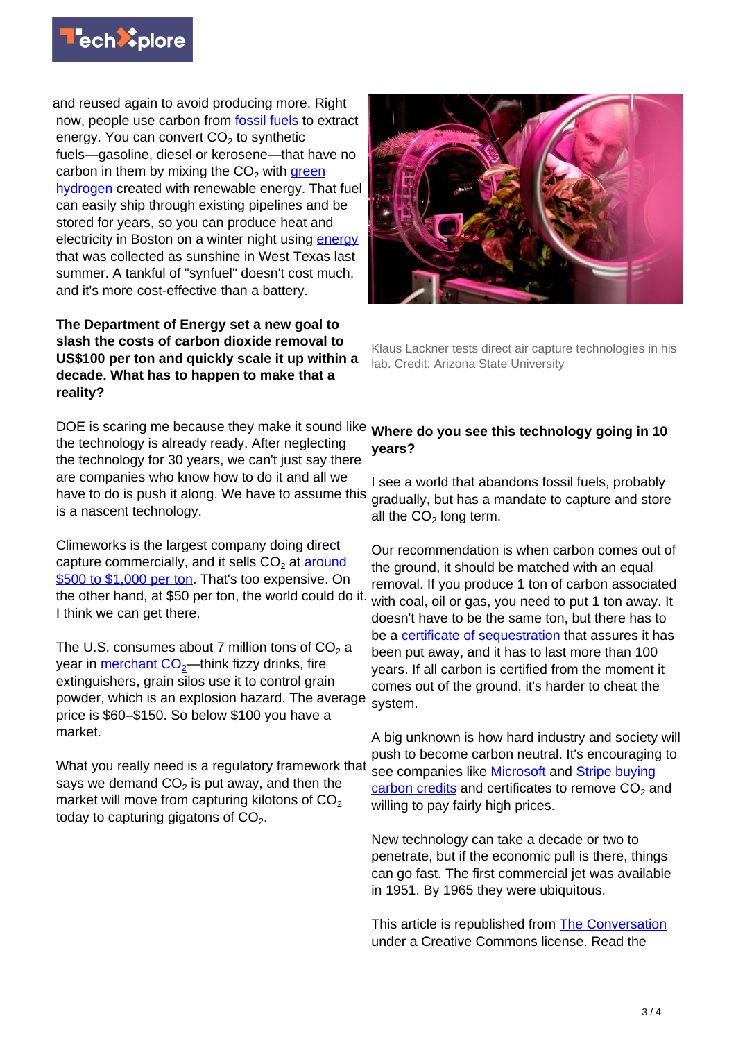and reused again to avoid producing more. Right now, people use carbon from fossil fuels to extract energy. You can convert $CO_2$ to synthetic fuels—gasoline, diesel or kerosene—that have no carbon in them by mixing the $CO_2$ with green hydrogen created with renewable energy. That fuel can easily ship through existing pipelines and be stored for years, so you can produce heat and electricity in Boston on a winter night using energy that was collected as sunshine in West Texas last summer. A tankful of "synfuel" doesn't cost much, and it's more cost-effective than a battery.

**The Department of Energy set a new goal to slash the costs of carbon dioxide removal to US$100 per ton and quickly scale it up within a decade. What has to happen to make that a reality?**

DOE is scaring me because they make it sound like the technology is already ready. After neglecting the technology for 30 years, we can't just say there are companies who know how to do it and all we have to do is push it along. We have to assume this is a nascent technology.

Climeworks is the largest company doing direct capture commercially, and it sells $CO_2$ at around $500 to $1,000 per ton. That's too expensive. On the other hand, at $50 per ton, the world could do it. I think we can get there.

The U.S. consumes about 7 million tons of $CO_2$ a year in merchant $CO_2$—think fizzy drinks, fire extinguishers, grain silos use it to control grain powder, which is an explosion hazard. The average price is $60–$150. So below $100 you have a market.

What you really need is a regulatory framework that says we demand $CO_2$ is put away, and then the market will move from capturing kilotons of $CO_2$ today to capturing gigatons of $CO_2$.

Klaus Lackner tests direct air capture technologies in his lab. Credit: Arizona State University

**Where do you see this technology going in 10 years?**

I see a world that abandons fossil fuels, probably gradually, but has a mandate to capture and store all the $CO_2$ long term.

Our recommendation is when carbon comes out of the ground, it should be matched with an equal removal. If you produce 1 ton of carbon associated with coal, oil or gas, you need to put 1 ton away. It doesn't have to be the same ton, but there has to be a certificate of sequestration that assures it has been put away, and it has to last more than 100 years. If all carbon is certified from the moment it comes out of the ground, it's harder to cheat the system.

A big unknown is how hard industry and society will push to become carbon neutral. It's encouraging to see companies like Microsoft and Stripe buying carbon credits and certificates to remove $CO_2$ and willing to pay fairly high prices.

New technology can take a decade or two to penetrate, but if the economic pull is there, things can go fast. The first commercial jet was available in 1951. By 1965 they were ubiquitous.

This article is republished from The Conversation under a Creative Commons license. Read the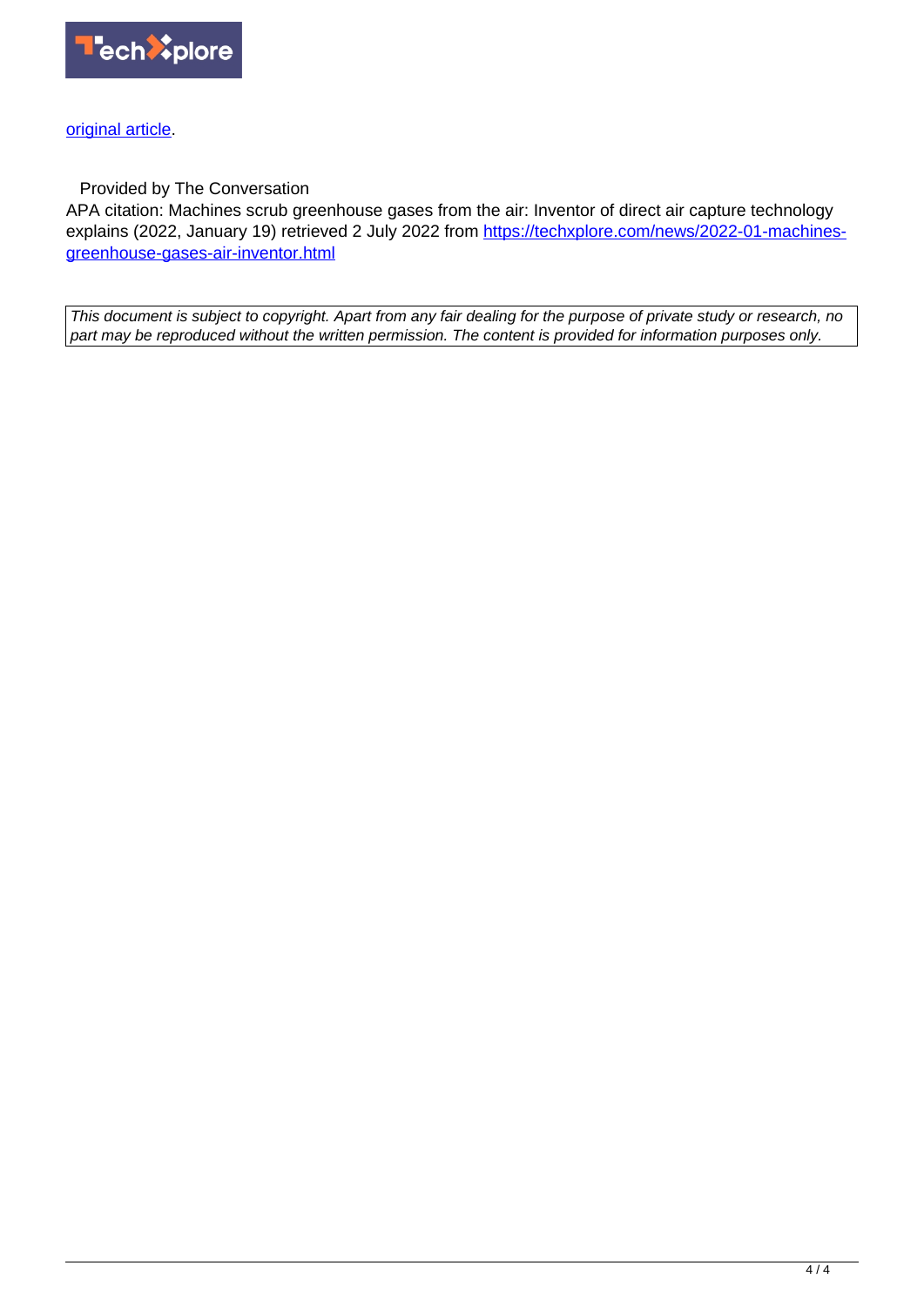original article.

Provided by The Conversation

APA citation: Machines scrub greenhouse gases from the air: Inventor of direct air capture technology explains (2022, January 19) retrieved 2 July 2022 from https://techxplore.com/news/2022-01-machines-greenhouse-gases-air-inventor.html

*This document is subject to copyright. Apart from any fair dealing for the purpose of private study or research, no part may be reproduced without the written permission. The content is provided for information purposes only.*